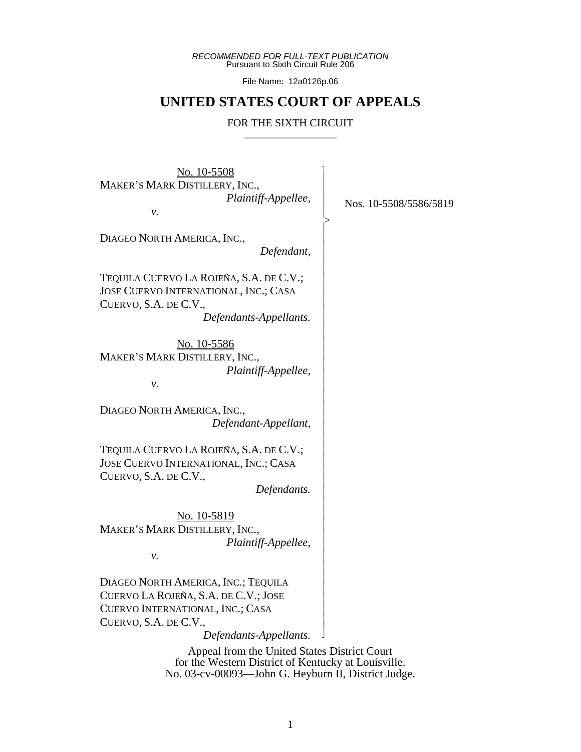*RECOMMENDED FOR FULL-TEXT PUBLICATION*
Pursuant to Sixth Circuit Rule 206

File Name: 12a0126p.06

# UNITED STATES COURT OF APPEALS

FOR THE SIXTH CIRCUIT

---

Nos. 10-5508/5586/5819

No. 10-5508

MAKER'S MARK DISTILLERY, INC.,
*Plaintiff-Appellee,*

*v.*

DIAGEO NORTH AMERICA, INC.,
*Defendant,*

TEQUILA CUERVO LA ROJEÑA, S.A. DE C.V.; JOSE CUERVO INTERNATIONAL, INC.; CASA CUERVO, S.A. DE C.V.,
*Defendants-Appellants.*

No. 10-5586

MAKER'S MARK DISTILLERY, INC.,
*Plaintiff-Appellee,*

*v.*

DIAGEO NORTH AMERICA, INC.,
*Defendant-Appellant,*

TEQUILA CUERVO LA ROJEÑA, S.A. DE C.V.; JOSE CUERVO INTERNATIONAL, INC.; CASA CUERVO, S.A. DE C.V.,
*Defendants.*

No. 10-5819

MAKER'S MARK DISTILLERY, INC.,
*Plaintiff-Appellee,*

*v.*

DIAGEO NORTH AMERICA, INC.; TEQUILA CUERVO LA ROJEÑA, S.A. DE C.V.; JOSE CUERVO INTERNATIONAL, INC.; CASA CUERVO, S.A. DE C.V.,
*Defendants-Appellants.*

Appeal from the United States District Court
for the Western District of Kentucky at Louisville.
No. 03-cv-00093—John G. Heyburn II, District Judge.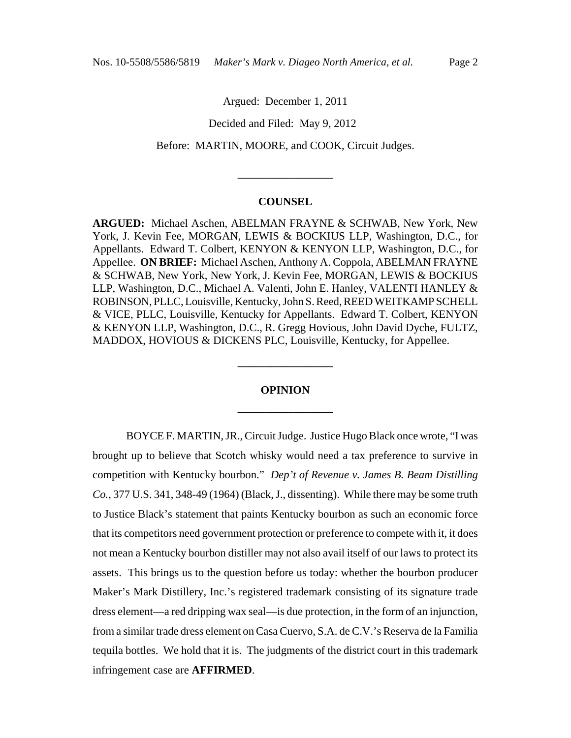Argued: December 1, 2011

Decided and Filed: May 9, 2012

Before: MARTIN, MOORE, and COOK, Circuit Judges.

\_\_\_\_\_\_\_\_\_\_\_\_\_\_\_\_\_

## COUNSEL

**ARGUED:** Michael Aschen, ABELMAN FRAYNE & SCHWAB, New York, New York, J. Kevin Fee, MORGAN, LEWIS & BOCKIUS LLP, Washington, D.C., for Appellants. Edward T. Colbert, KENYON & KENYON LLP, Washington, D.C., for Appellee. **ON BRIEF:** Michael Aschen, Anthony A. Coppola, ABELMAN FRAYNE & SCHWAB, New York, New York, J. Kevin Fee, MORGAN, LEWIS & BOCKIUS LLP, Washington, D.C., Michael A. Valenti, John E. Hanley, VALENTI HANLEY & ROBINSON, PLLC, Louisville, Kentucky, John S. Reed, REED WEITKAMP SCHELL & VICE, PLLC, Louisville, Kentucky for Appellants. Edward T. Colbert, KENYON & KENYON LLP, Washington, D.C., R. Gregg Hovious, John David Dyche, FULTZ, MADDOX, HOVIOUS & DICKENS PLC, Louisville, Kentucky, for Appellee.

\_\_\_\_\_\_\_\_\_\_\_\_\_\_\_\_\_

## OPINION

\_\_\_\_\_\_\_\_\_\_\_\_\_\_\_\_\_

BOYCE F. MARTIN, JR., Circuit Judge. Justice Hugo Black once wrote, "I was brought up to believe that Scotch whisky would need a tax preference to survive in competition with Kentucky bourbon." *Dep't of Revenue v. James B. Beam Distilling Co.*, 377 U.S. 341, 348-49 (1964) (Black, J., dissenting). While there may be some truth to Justice Black's statement that paints Kentucky bourbon as such an economic force that its competitors need government protection or preference to compete with it, it does not mean a Kentucky bourbon distiller may not also avail itself of our laws to protect its assets. This brings us to the question before us today: whether the bourbon producer Maker's Mark Distillery, Inc.'s registered trademark consisting of its signature trade dress element—a red dripping wax seal—is due protection, in the form of an injunction, from a similar trade dress element on Casa Cuervo, S.A. de C.V.'s Reserva de la Familia tequila bottles. We hold that it is. The judgments of the district court in this trademark infringement case are **AFFIRMED**.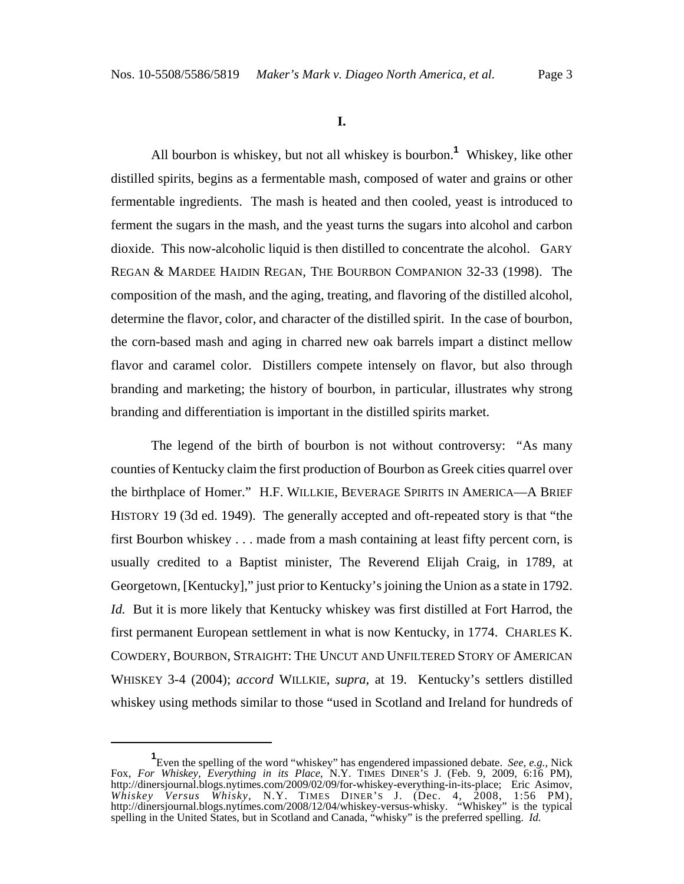## I.

All bourbon is whiskey, but not all whiskey is bourbon.[1] Whiskey, like other distilled spirits, begins as a fermentable mash, composed of water and grains or other fermentable ingredients. The mash is heated and then cooled, yeast is introduced to ferment the sugars in the mash, and the yeast turns the sugars into alcohol and carbon dioxide. This now-alcoholic liquid is then distilled to concentrate the alcohol. GARY REGAN & MARDEE HAIDIN REGAN, THE BOURBON COMPANION 32-33 (1998). The composition of the mash, and the aging, treating, and flavoring of the distilled alcohol, determine the flavor, color, and character of the distilled spirit. In the case of bourbon, the corn-based mash and aging in charred new oak barrels impart a distinct mellow flavor and caramel color. Distillers compete intensely on flavor, but also through branding and marketing; the history of bourbon, in particular, illustrates why strong branding and differentiation is important in the distilled spirits market.

The legend of the birth of bourbon is not without controversy: "As many counties of Kentucky claim the first production of Bourbon as Greek cities quarrel over the birthplace of Homer." H.F. WILLKIE, BEVERAGE SPIRITS IN AMERICA—A BRIEF HISTORY 19 (3d ed. 1949). The generally accepted and oft-repeated story is that "the first Bourbon whiskey . . . made from a mash containing at least fifty percent corn, is usually credited to a Baptist minister, The Reverend Elijah Craig, in 1789, at Georgetown, [Kentucky]," just prior to Kentucky's joining the Union as a state in 1792. *Id.* But it is more likely that Kentucky whiskey was first distilled at Fort Harrod, the first permanent European settlement in what is now Kentucky, in 1774. CHARLES K. COWDERY, BOURBON, STRAIGHT: THE UNCUT AND UNFILTERED STORY OF AMERICAN WHISKEY 3-4 (2004); *accord* WILLKIE, *supra*, at 19. Kentucky's settlers distilled whiskey using methods similar to those "used in Scotland and Ireland for hundreds of

---

[1] Even the spelling of the word "whiskey" has engendered impassioned debate. *See, e.g.*, Nick Fox, *For Whiskey, Everything in its Place*, N.Y. TIMES DINER'S J. (Feb. 9, 2009, 6:16 PM), http://dinersjournal.blogs.nytimes.com/2009/02/09/for-whiskey-everything-in-its-place; Eric Asimov, *Whiskey Versus Whisky*, N.Y. TIMES DINER'S J. (Dec. 4, 2008, 1:56 PM), http://dinersjournal.blogs.nytimes.com/2008/12/04/whiskey-versus-whisky. "Whiskey" is the typical spelling in the United States, but in Scotland and Canada, "whisky" is the preferred spelling. *Id.*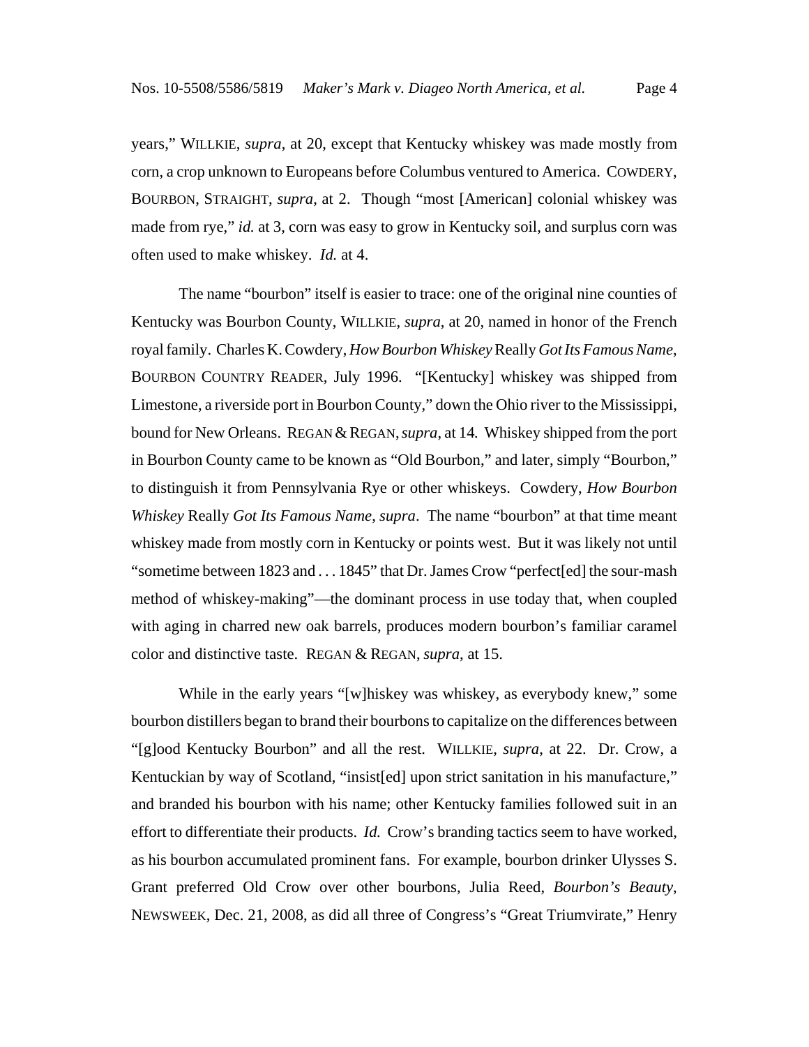years," WILLKIE, *supra*, at 20, except that Kentucky whiskey was made mostly from corn, a crop unknown to Europeans before Columbus ventured to America. COWDERY, BOURBON, STRAIGHT, *supra*, at 2. Though "most [American] colonial whiskey was made from rye," *id.* at 3, corn was easy to grow in Kentucky soil, and surplus corn was often used to make whiskey. *Id.* at 4.

The name "bourbon" itself is easier to trace: one of the original nine counties of Kentucky was Bourbon County, WILLKIE, *supra*, at 20, named in honor of the French royal family. Charles K. Cowdery, *How Bourbon Whiskey* Really *Got Its Famous Name*, BOURBON COUNTRY READER, July 1996. "[Kentucky] whiskey was shipped from Limestone, a riverside port in Bourbon County," down the Ohio river to the Mississippi, bound for New Orleans. REGAN & REGAN, *supra*, at 14. Whiskey shipped from the port in Bourbon County came to be known as "Old Bourbon," and later, simply "Bourbon," to distinguish it from Pennsylvania Rye or other whiskeys. Cowdery, *How Bourbon Whiskey* Really *Got Its Famous Name*, *supra*. The name "bourbon" at that time meant whiskey made from mostly corn in Kentucky or points west. But it was likely not until "sometime between 1823 and . . . 1845" that Dr. James Crow "perfect[ed] the sour-mash method of whiskey-making"—the dominant process in use today that, when coupled with aging in charred new oak barrels, produces modern bourbon's familiar caramel color and distinctive taste. REGAN & REGAN, *supra*, at 15.

While in the early years "[w]hiskey was whiskey, as everybody knew," some bourbon distillers began to brand their bourbons to capitalize on the differences between "[g]ood Kentucky Bourbon" and all the rest. WILLKIE, *supra*, at 22. Dr. Crow, a Kentuckian by way of Scotland, "insist[ed] upon strict sanitation in his manufacture," and branded his bourbon with his name; other Kentucky families followed suit in an effort to differentiate their products. *Id.* Crow's branding tactics seem to have worked, as his bourbon accumulated prominent fans. For example, bourbon drinker Ulysses S. Grant preferred Old Crow over other bourbons, Julia Reed, *Bourbon's Beauty*, NEWSWEEK, Dec. 21, 2008, as did all three of Congress's "Great Triumvirate," Henry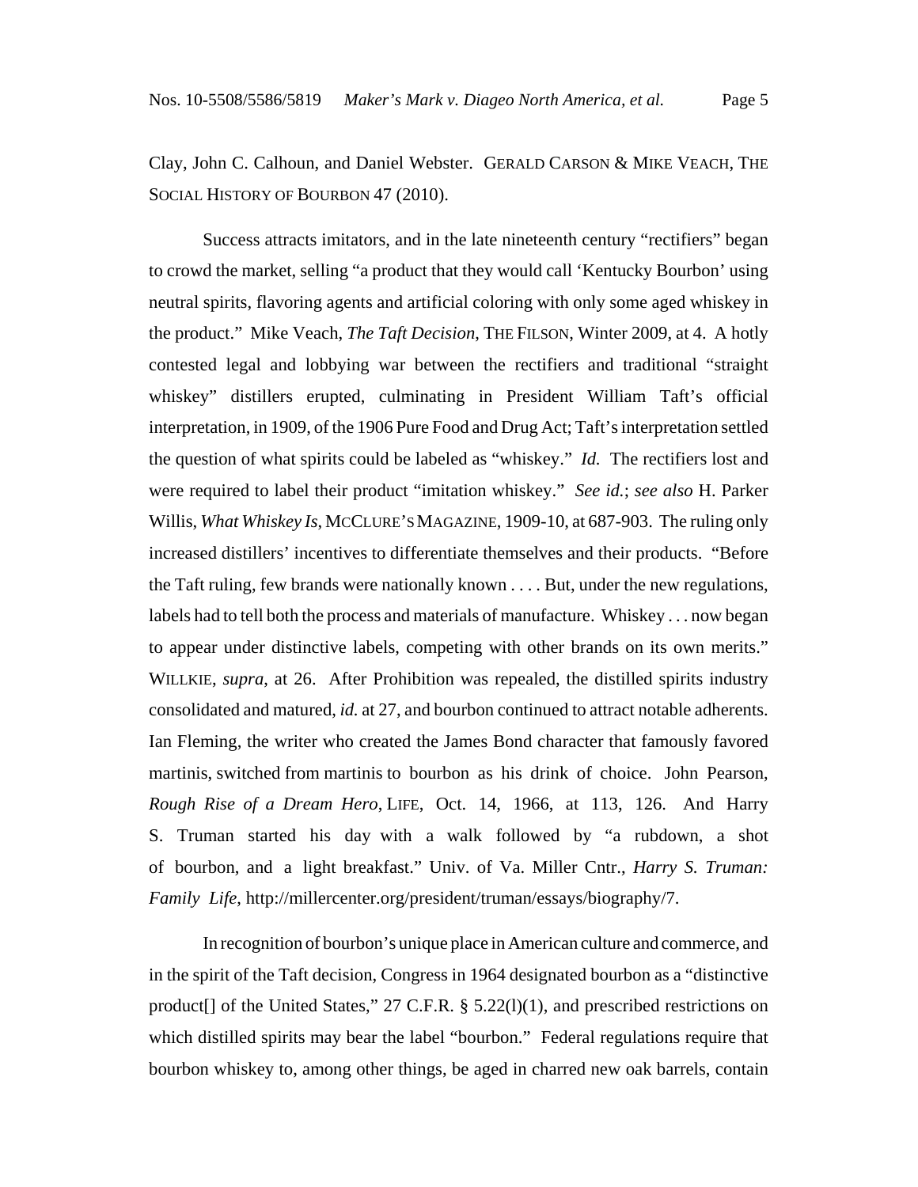Clay, John C. Calhoun, and Daniel Webster. GERALD CARSON & MIKE VEACH, THE SOCIAL HISTORY OF BOURBON 47 (2010).

Success attracts imitators, and in the late nineteenth century "rectifiers" began to crowd the market, selling "a product that they would call 'Kentucky Bourbon' using neutral spirits, flavoring agents and artificial coloring with only some aged whiskey in the product." Mike Veach, *The Taft Decision*, THE FILSON, Winter 2009, at 4. A hotly contested legal and lobbying war between the rectifiers and traditional "straight whiskey" distillers erupted, culminating in President William Taft's official interpretation, in 1909, of the 1906 Pure Food and Drug Act; Taft's interpretation settled the question of what spirits could be labeled as "whiskey." *Id.* The rectifiers lost and were required to label their product "imitation whiskey." *See id.*; *see also* H. Parker Willis, *What Whiskey Is*, MCCLURE'S MAGAZINE, 1909-10, at 687-903. The ruling only increased distillers' incentives to differentiate themselves and their products. "Before the Taft ruling, few brands were nationally known . . . . But, under the new regulations, labels had to tell both the process and materials of manufacture. Whiskey . . . now began to appear under distinctive labels, competing with other brands on its own merits." WILLKIE, *supra*, at 26. After Prohibition was repealed, the distilled spirits industry consolidated and matured, *id.* at 27, and bourbon continued to attract notable adherents. Ian Fleming, the writer who created the James Bond character that famously favored martinis, switched from martinis to bourbon as his drink of choice. John Pearson, *Rough Rise of a Dream Hero*, LIFE, Oct. 14, 1966, at 113, 126. And Harry S. Truman started his day with a walk followed by "a rubdown, a shot of bourbon, and a light breakfast." Univ. of Va. Miller Cntr., *Harry S. Truman: Family Life*, http://millercenter.org/president/truman/essays/biography/7.

In recognition of bourbon's unique place in American culture and commerce, and in the spirit of the Taft decision, Congress in 1964 designated bourbon as a "distinctive product[] of the United States," 27 C.F.R. § 5.22(l)(1), and prescribed restrictions on which distilled spirits may bear the label "bourbon." Federal regulations require that bourbon whiskey to, among other things, be aged in charred new oak barrels, contain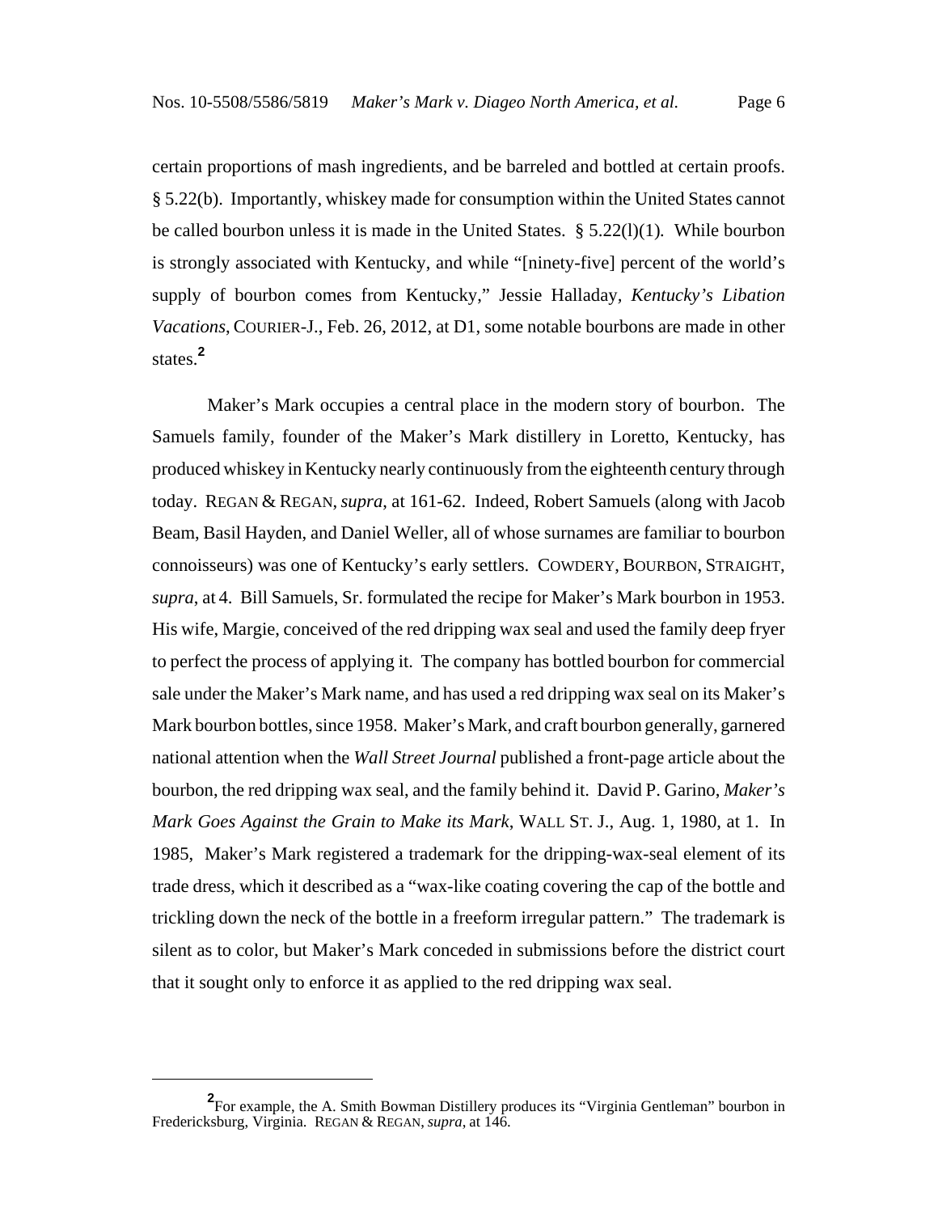certain proportions of mash ingredients, and be barreled and bottled at certain proofs. § 5.22(b). Importantly, whiskey made for consumption within the United States cannot be called bourbon unless it is made in the United States. § 5.22(l)(1). While bourbon is strongly associated with Kentucky, and while "[ninety-five] percent of the world's supply of bourbon comes from Kentucky," Jessie Halladay, *Kentucky's Libation Vacations*, COURIER-J., Feb. 26, 2012, at D1, some notable bourbons are made in other states.[2]

Maker's Mark occupies a central place in the modern story of bourbon. The Samuels family, founder of the Maker's Mark distillery in Loretto, Kentucky, has produced whiskey in Kentucky nearly continuously from the eighteenth century through today. REGAN & REGAN, *supra*, at 161-62. Indeed, Robert Samuels (along with Jacob Beam, Basil Hayden, and Daniel Weller, all of whose surnames are familiar to bourbon connoisseurs) was one of Kentucky's early settlers. COWDERY, BOURBON, STRAIGHT, *supra*, at 4. Bill Samuels, Sr. formulated the recipe for Maker's Mark bourbon in 1953. His wife, Margie, conceived of the red dripping wax seal and used the family deep fryer to perfect the process of applying it. The company has bottled bourbon for commercial sale under the Maker's Mark name, and has used a red dripping wax seal on its Maker's Mark bourbon bottles, since 1958. Maker's Mark, and craft bourbon generally, garnered national attention when the *Wall Street Journal* published a front-page article about the bourbon, the red dripping wax seal, and the family behind it. David P. Garino, *Maker's Mark Goes Against the Grain to Make its Mark*, WALL ST. J., Aug. 1, 1980, at 1. In 1985, Maker's Mark registered a trademark for the dripping-wax-seal element of its trade dress, which it described as a "wax-like coating covering the cap of the bottle and trickling down the neck of the bottle in a freeform irregular pattern." The trademark is silent as to color, but Maker's Mark conceded in submissions before the district court that it sought only to enforce it as applied to the red dripping wax seal.

---

[2] For example, the A. Smith Bowman Distillery produces its "Virginia Gentleman" bourbon in Fredericksburg, Virginia. REGAN & REGAN, *supra*, at 146.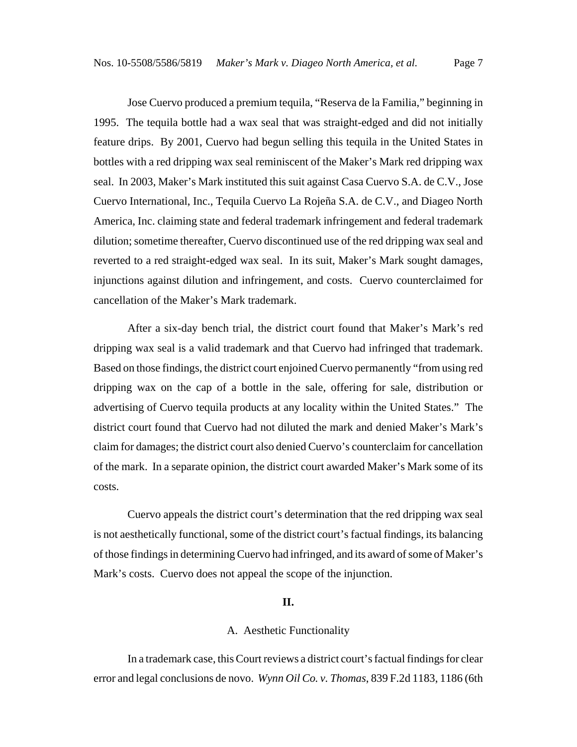Jose Cuervo produced a premium tequila, "Reserva de la Familia," beginning in 1995. The tequila bottle had a wax seal that was straight-edged and did not initially feature drips. By 2001, Cuervo had begun selling this tequila in the United States in bottles with a red dripping wax seal reminiscent of the Maker's Mark red dripping wax seal. In 2003, Maker's Mark instituted this suit against Casa Cuervo S.A. de C.V., Jose Cuervo International, Inc., Tequila Cuervo La Rojeña S.A. de C.V., and Diageo North America, Inc. claiming state and federal trademark infringement and federal trademark dilution; sometime thereafter, Cuervo discontinued use of the red dripping wax seal and reverted to a red straight-edged wax seal. In its suit, Maker's Mark sought damages, injunctions against dilution and infringement, and costs. Cuervo counterclaimed for cancellation of the Maker's Mark trademark.

After a six-day bench trial, the district court found that Maker's Mark's red dripping wax seal is a valid trademark and that Cuervo had infringed that trademark. Based on those findings, the district court enjoined Cuervo permanently "from using red dripping wax on the cap of a bottle in the sale, offering for sale, distribution or advertising of Cuervo tequila products at any locality within the United States." The district court found that Cuervo had not diluted the mark and denied Maker's Mark's claim for damages; the district court also denied Cuervo's counterclaim for cancellation of the mark. In a separate opinion, the district court awarded Maker's Mark some of its costs.

Cuervo appeals the district court's determination that the red dripping wax seal is not aesthetically functional, some of the district court's factual findings, its balancing of those findings in determining Cuervo had infringed, and its award of some of Maker's Mark's costs. Cuervo does not appeal the scope of the injunction.

## II.

### A. Aesthetic Functionality

In a trademark case, this Court reviews a district court's factual findings for clear error and legal conclusions de novo. *Wynn Oil Co. v. Thomas*, 839 F.2d 1183, 1186 (6th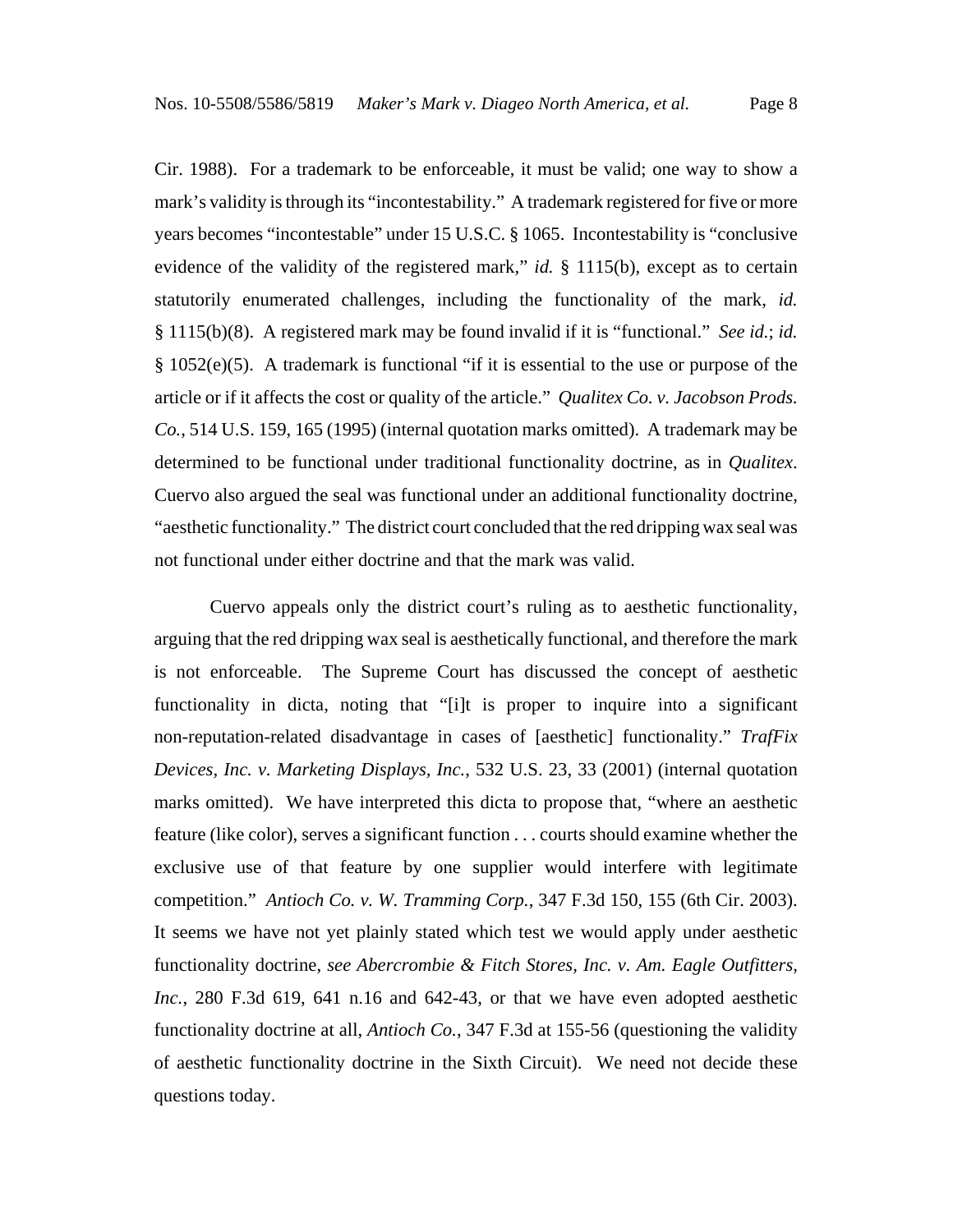Cir. 1988). For a trademark to be enforceable, it must be valid; one way to show a mark's validity is through its "incontestability." A trademark registered for five or more years becomes "incontestable" under 15 U.S.C. § 1065. Incontestability is "conclusive evidence of the validity of the registered mark," *id.* § 1115(b), except as to certain statutorily enumerated challenges, including the functionality of the mark, *id.* § 1115(b)(8). A registered mark may be found invalid if it is "functional." *See id.*; *id.* § 1052(e)(5). A trademark is functional "if it is essential to the use or purpose of the article or if it affects the cost or quality of the article." *Qualitex Co. v. Jacobson Prods. Co.*, 514 U.S. 159, 165 (1995) (internal quotation marks omitted). A trademark may be determined to be functional under traditional functionality doctrine, as in *Qualitex*. Cuervo also argued the seal was functional under an additional functionality doctrine, "aesthetic functionality." The district court concluded that the red dripping wax seal was not functional under either doctrine and that the mark was valid.

Cuervo appeals only the district court's ruling as to aesthetic functionality, arguing that the red dripping wax seal is aesthetically functional, and therefore the mark is not enforceable. The Supreme Court has discussed the concept of aesthetic functionality in dicta, noting that "[i]t is proper to inquire into a significant non-reputation-related disadvantage in cases of [aesthetic] functionality." *TrafFix Devices, Inc. v. Marketing Displays, Inc.*, 532 U.S. 23, 33 (2001) (internal quotation marks omitted). We have interpreted this dicta to propose that, "where an aesthetic feature (like color), serves a significant function . . . courts should examine whether the exclusive use of that feature by one supplier would interfere with legitimate competition." *Antioch Co. v. W. Tramming Corp.*, 347 F.3d 150, 155 (6th Cir. 2003). It seems we have not yet plainly stated which test we would apply under aesthetic functionality doctrine, *see Abercrombie & Fitch Stores, Inc. v. Am. Eagle Outfitters, Inc.*, 280 F.3d 619, 641 n.16 and 642-43, or that we have even adopted aesthetic functionality doctrine at all, *Antioch Co.*, 347 F.3d at 155-56 (questioning the validity of aesthetic functionality doctrine in the Sixth Circuit). We need not decide these questions today.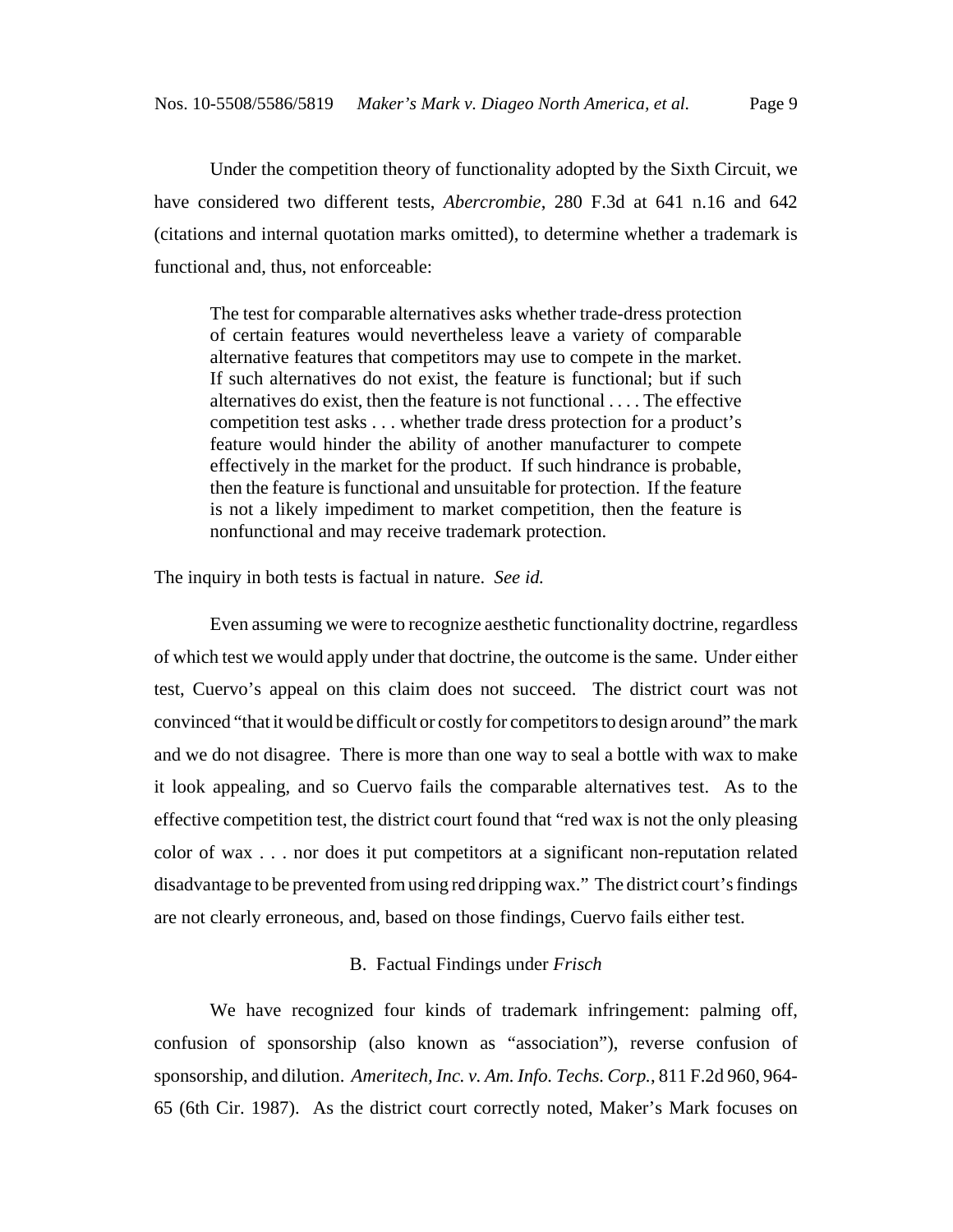Under the competition theory of functionality adopted by the Sixth Circuit, we have considered two different tests, *Abercrombie*, 280 F.3d at 641 n.16 and 642 (citations and internal quotation marks omitted), to determine whether a trademark is functional and, thus, not enforceable:

> The test for comparable alternatives asks whether trade-dress protection of certain features would nevertheless leave a variety of comparable alternative features that competitors may use to compete in the market. If such alternatives do not exist, the feature is functional; but if such alternatives do exist, then the feature is not functional . . . . The effective competition test asks . . . whether trade dress protection for a product's feature would hinder the ability of another manufacturer to compete effectively in the market for the product. If such hindrance is probable, then the feature is functional and unsuitable for protection. If the feature is not a likely impediment to market competition, then the feature is nonfunctional and may receive trademark protection.

The inquiry in both tests is factual in nature. *See id.*

Even assuming we were to recognize aesthetic functionality doctrine, regardless of which test we would apply under that doctrine, the outcome is the same. Under either test, Cuervo's appeal on this claim does not succeed. The district court was not convinced "that it would be difficult or costly for competitors to design around" the mark and we do not disagree. There is more than one way to seal a bottle with wax to make it look appealing, and so Cuervo fails the comparable alternatives test. As to the effective competition test, the district court found that "red wax is not the only pleasing color of wax . . . nor does it put competitors at a significant non-reputation related disadvantage to be prevented from using red dripping wax." The district court's findings are not clearly erroneous, and, based on those findings, Cuervo fails either test.

### B. Factual Findings under *Frisch*

We have recognized four kinds of trademark infringement: palming off, confusion of sponsorship (also known as "association"), reverse confusion of sponsorship, and dilution. *Ameritech, Inc. v. Am. Info. Techs. Corp.*, 811 F.2d 960, 964-65 (6th Cir. 1987). As the district court correctly noted, Maker's Mark focuses on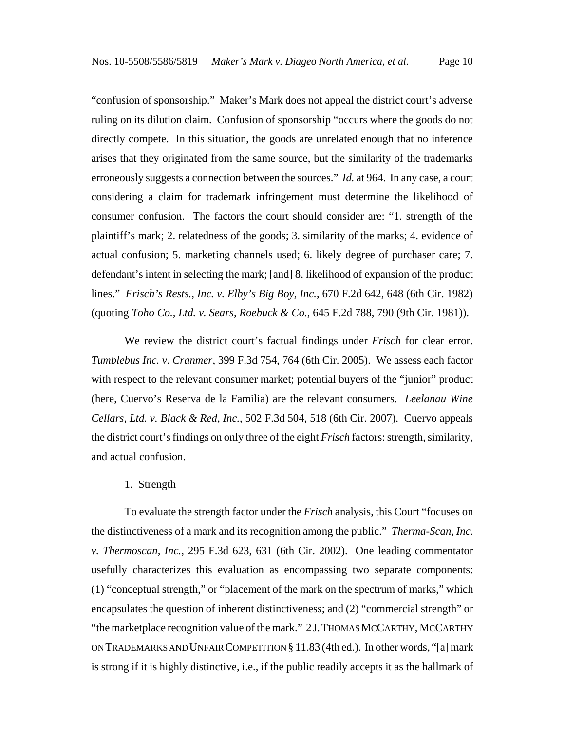"confusion of sponsorship." Maker's Mark does not appeal the district court's adverse ruling on its dilution claim. Confusion of sponsorship "occurs where the goods do not directly compete. In this situation, the goods are unrelated enough that no inference arises that they originated from the same source, but the similarity of the trademarks erroneously suggests a connection between the sources." *Id.* at 964. In any case, a court considering a claim for trademark infringement must determine the likelihood of consumer confusion. The factors the court should consider are: "1. strength of the plaintiff's mark; 2. relatedness of the goods; 3. similarity of the marks; 4. evidence of actual confusion; 5. marketing channels used; 6. likely degree of purchaser care; 7. defendant's intent in selecting the mark; [and] 8. likelihood of expansion of the product lines." *Frisch's Rests., Inc. v. Elby's Big Boy, Inc.*, 670 F.2d 642, 648 (6th Cir. 1982) (quoting *Toho Co., Ltd. v. Sears, Roebuck & Co.*, 645 F.2d 788, 790 (9th Cir. 1981)).

We review the district court's factual findings under *Frisch* for clear error. *Tumblebus Inc. v. Cranmer*, 399 F.3d 754, 764 (6th Cir. 2005). We assess each factor with respect to the relevant consumer market; potential buyers of the "junior" product (here, Cuervo's Reserva de la Familia) are the relevant consumers. *Leelanau Wine Cellars, Ltd. v. Black & Red, Inc.*, 502 F.3d 504, 518 (6th Cir. 2007). Cuervo appeals the district court's findings on only three of the eight *Frisch* factors: strength, similarity, and actual confusion.

1. Strength

To evaluate the strength factor under the *Frisch* analysis, this Court "focuses on the distinctiveness of a mark and its recognition among the public." *Therma-Scan, Inc. v. Thermoscan, Inc.*, 295 F.3d 623, 631 (6th Cir. 2002). One leading commentator usefully characterizes this evaluation as encompassing two separate components: (1) "conceptual strength," or "placement of the mark on the spectrum of marks," which encapsulates the question of inherent distinctiveness; and (2) "commercial strength" or "the marketplace recognition value of the mark." 2 J. THOMAS MCCARTHY, MCCARTHY ON TRADEMARKS AND UNFAIR COMPETITION § 11.83 (4th ed.). In other words, "[a] mark is strong if it is highly distinctive, i.e., if the public readily accepts it as the hallmark of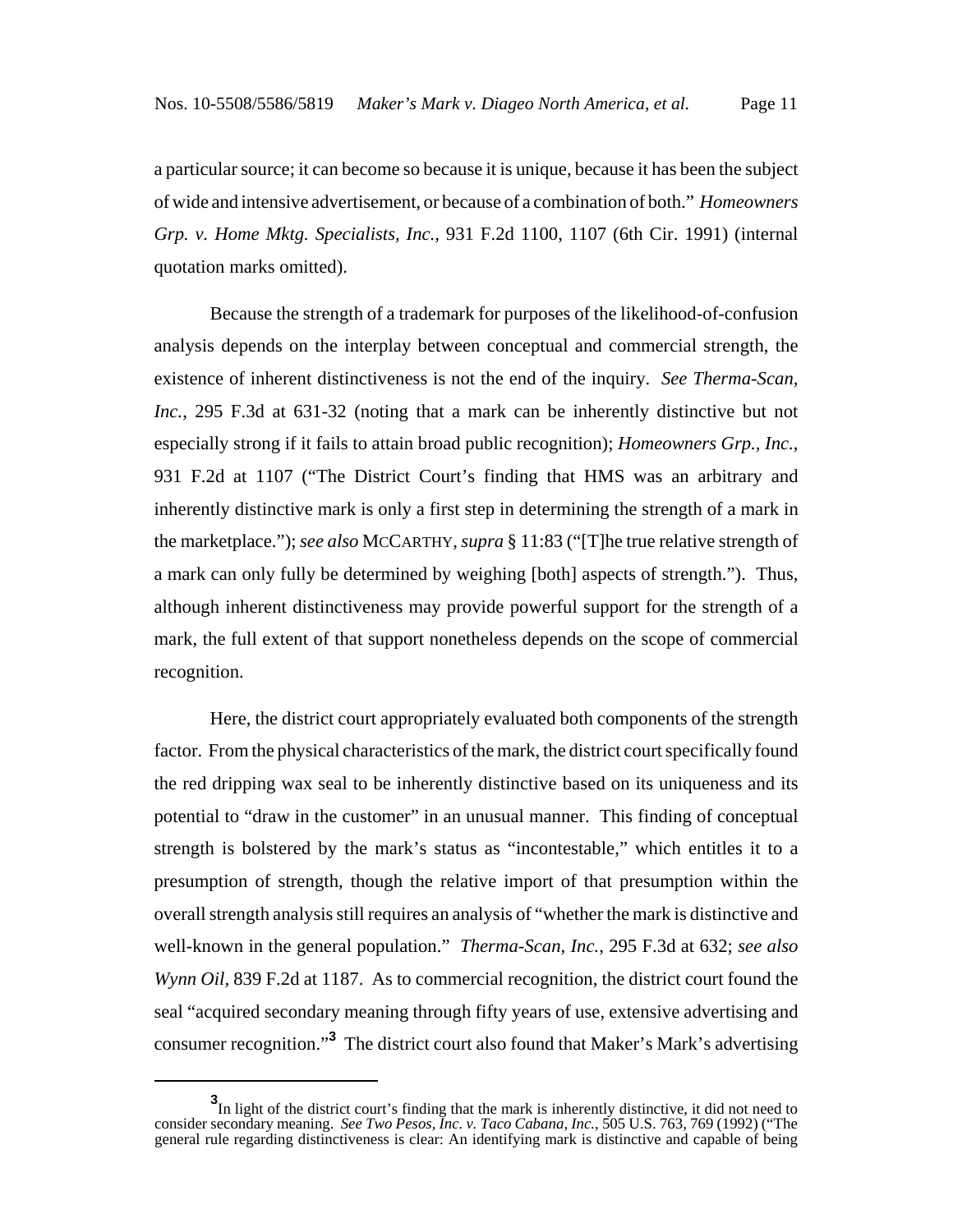a particular source; it can become so because it is unique, because it has been the subject of wide and intensive advertisement, or because of a combination of both." *Homeowners Grp. v. Home Mktg. Specialists, Inc.*, 931 F.2d 1100, 1107 (6th Cir. 1991) (internal quotation marks omitted).

Because the strength of a trademark for purposes of the likelihood-of-confusion analysis depends on the interplay between conceptual and commercial strength, the existence of inherent distinctiveness is not the end of the inquiry. *See Therma-Scan, Inc.*, 295 F.3d at 631-32 (noting that a mark can be inherently distinctive but not especially strong if it fails to attain broad public recognition); *Homeowners Grp., Inc.*, 931 F.2d at 1107 ("The District Court's finding that HMS was an arbitrary and inherently distinctive mark is only a first step in determining the strength of a mark in the marketplace."); *see also* MCCARTHY, *supra* § 11:83 ("[T]he true relative strength of a mark can only fully be determined by weighing [both] aspects of strength."). Thus, although inherent distinctiveness may provide powerful support for the strength of a mark, the full extent of that support nonetheless depends on the scope of commercial recognition.

Here, the district court appropriately evaluated both components of the strength factor. From the physical characteristics of the mark, the district court specifically found the red dripping wax seal to be inherently distinctive based on its uniqueness and its potential to "draw in the customer" in an unusual manner. This finding of conceptual strength is bolstered by the mark's status as "incontestable," which entitles it to a presumption of strength, though the relative import of that presumption within the overall strength analysis still requires an analysis of "whether the mark is distinctive and well-known in the general population." *Therma-Scan, Inc.*, 295 F.3d at 632; *see also Wynn Oil*, 839 F.2d at 1187. As to commercial recognition, the district court found the seal "acquired secondary meaning through fifty years of use, extensive advertising and consumer recognition."[3] The district court also found that Maker's Mark's advertising

[3] In light of the district court's finding that the mark is inherently distinctive, it did not need to consider secondary meaning. *See Two Pesos, Inc. v. Taco Cabana, Inc.*, 505 U.S. 763, 769 (1992) ("The general rule regarding distinctiveness is clear: An identifying mark is distinctive and capable of being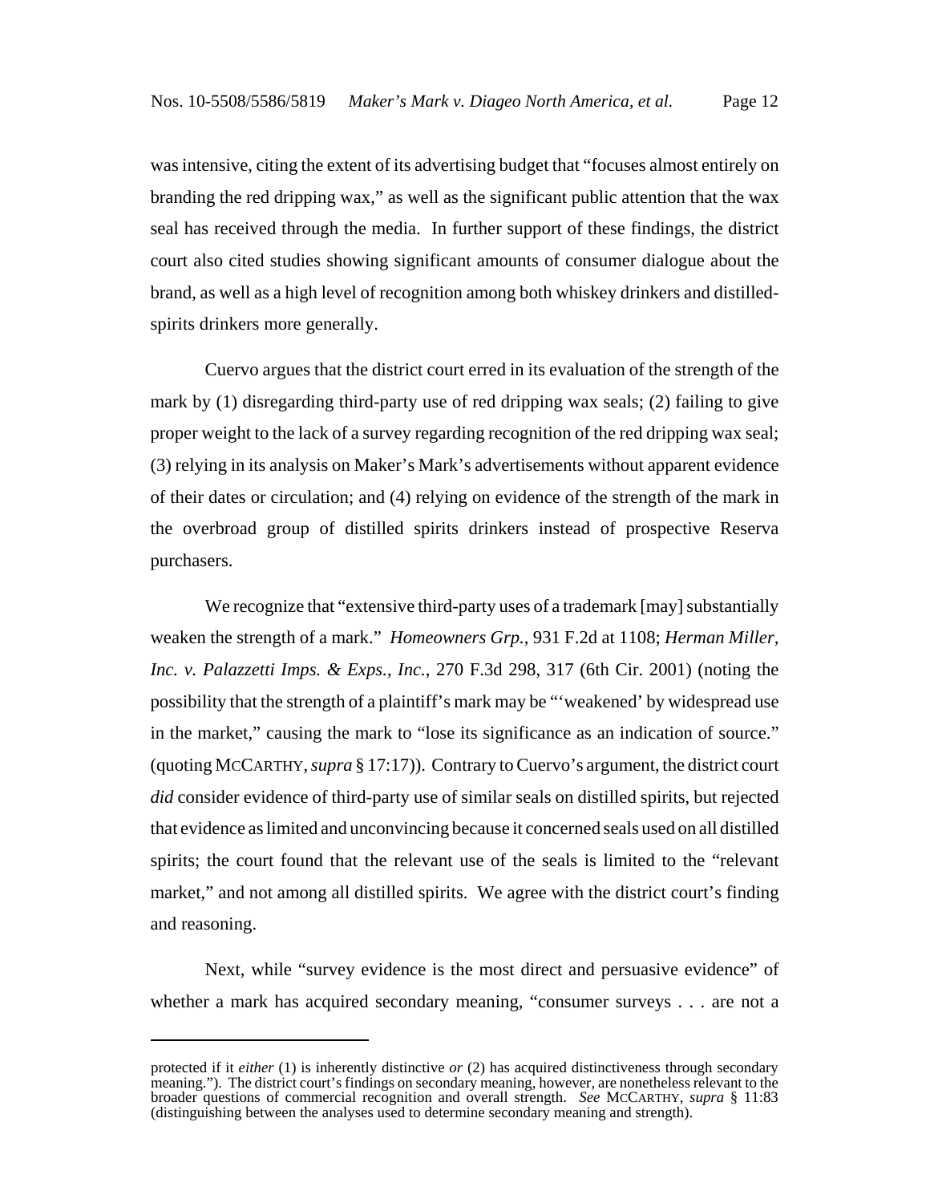was intensive, citing the extent of its advertising budget that "focuses almost entirely on branding the red dripping wax," as well as the significant public attention that the wax seal has received through the media. In further support of these findings, the district court also cited studies showing significant amounts of consumer dialogue about the brand, as well as a high level of recognition among both whiskey drinkers and distilled-spirits drinkers more generally.

Cuervo argues that the district court erred in its evaluation of the strength of the mark by (1) disregarding third-party use of red dripping wax seals; (2) failing to give proper weight to the lack of a survey regarding recognition of the red dripping wax seal; (3) relying in its analysis on Maker's Mark's advertisements without apparent evidence of their dates or circulation; and (4) relying on evidence of the strength of the mark in the overbroad group of distilled spirits drinkers instead of prospective Reserva purchasers.

We recognize that "extensive third-party uses of a trademark [may] substantially weaken the strength of a mark." *Homeowners Grp.*, 931 F.2d at 1108; *Herman Miller, Inc. v. Palazzetti Imps. & Exps., Inc.*, 270 F.3d 298, 317 (6th Cir. 2001) (noting the possibility that the strength of a plaintiff's mark may be "'weakened' by widespread use in the market," causing the mark to "lose its significance as an indication of source." (quoting MCCARTHY, *supra* § 17:17)). Contrary to Cuervo's argument, the district court *did* consider evidence of third-party use of similar seals on distilled spirits, but rejected that evidence as limited and unconvincing because it concerned seals used on all distilled spirits; the court found that the relevant use of the seals is limited to the "relevant market," and not among all distilled spirits. We agree with the district court's finding and reasoning.

Next, while "survey evidence is the most direct and persuasive evidence" of whether a mark has acquired secondary meaning, "consumer surveys . . . are not a

---

protected if it *either* (1) is inherently distinctive *or* (2) has acquired distinctiveness through secondary meaning."). The district court's findings on secondary meaning, however, are nonetheless relevant to the broader questions of commercial recognition and overall strength. *See* MCCARTHY, *supra* § 11:83 (distinguishing between the analyses used to determine secondary meaning and strength).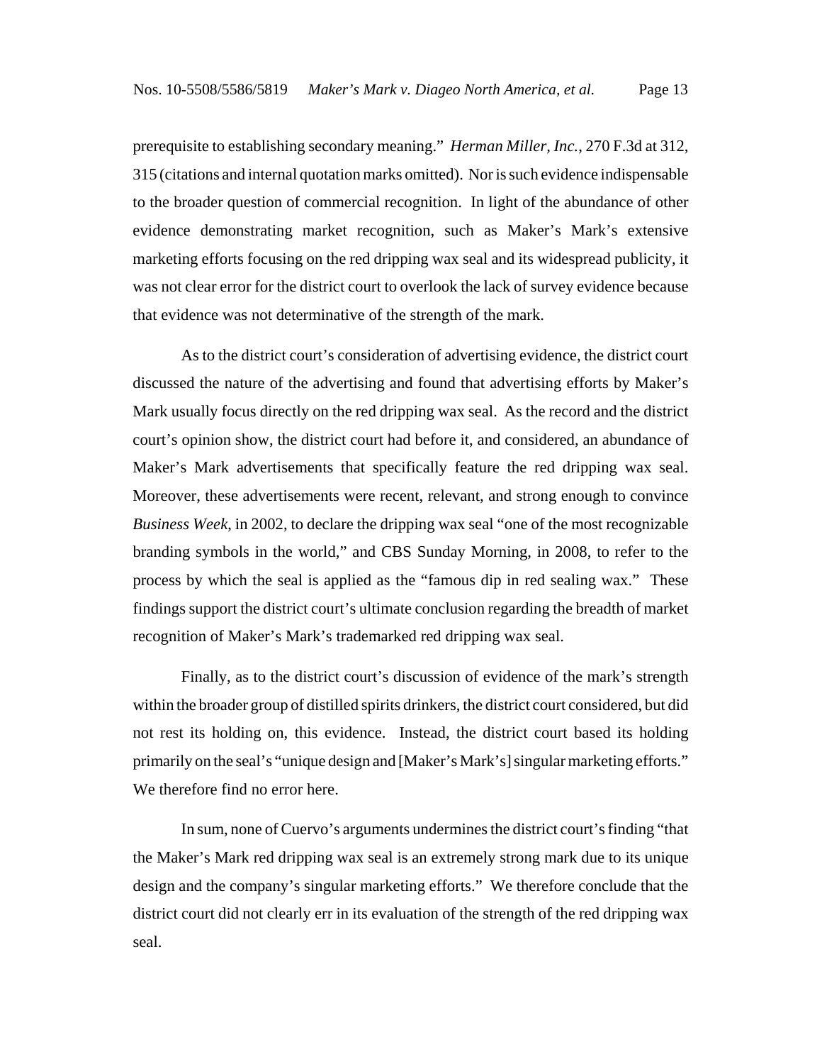prerequisite to establishing secondary meaning." *Herman Miller, Inc.*, 270 F.3d at 312, 315 (citations and internal quotation marks omitted). Nor is such evidence indispensable to the broader question of commercial recognition. In light of the abundance of other evidence demonstrating market recognition, such as Maker's Mark's extensive marketing efforts focusing on the red dripping wax seal and its widespread publicity, it was not clear error for the district court to overlook the lack of survey evidence because that evidence was not determinative of the strength of the mark.

As to the district court's consideration of advertising evidence, the district court discussed the nature of the advertising and found that advertising efforts by Maker's Mark usually focus directly on the red dripping wax seal. As the record and the district court's opinion show, the district court had before it, and considered, an abundance of Maker's Mark advertisements that specifically feature the red dripping wax seal. Moreover, these advertisements were recent, relevant, and strong enough to convince *Business Week*, in 2002, to declare the dripping wax seal "one of the most recognizable branding symbols in the world," and CBS Sunday Morning, in 2008, to refer to the process by which the seal is applied as the "famous dip in red sealing wax." These findings support the district court's ultimate conclusion regarding the breadth of market recognition of Maker's Mark's trademarked red dripping wax seal.

Finally, as to the district court's discussion of evidence of the mark's strength within the broader group of distilled spirits drinkers, the district court considered, but did not rest its holding on, this evidence. Instead, the district court based its holding primarily on the seal's "unique design and [Maker's Mark's] singular marketing efforts." We therefore find no error here.

In sum, none of Cuervo's arguments undermines the district court's finding "that the Maker's Mark red dripping wax seal is an extremely strong mark due to its unique design and the company's singular marketing efforts." We therefore conclude that the district court did not clearly err in its evaluation of the strength of the red dripping wax seal.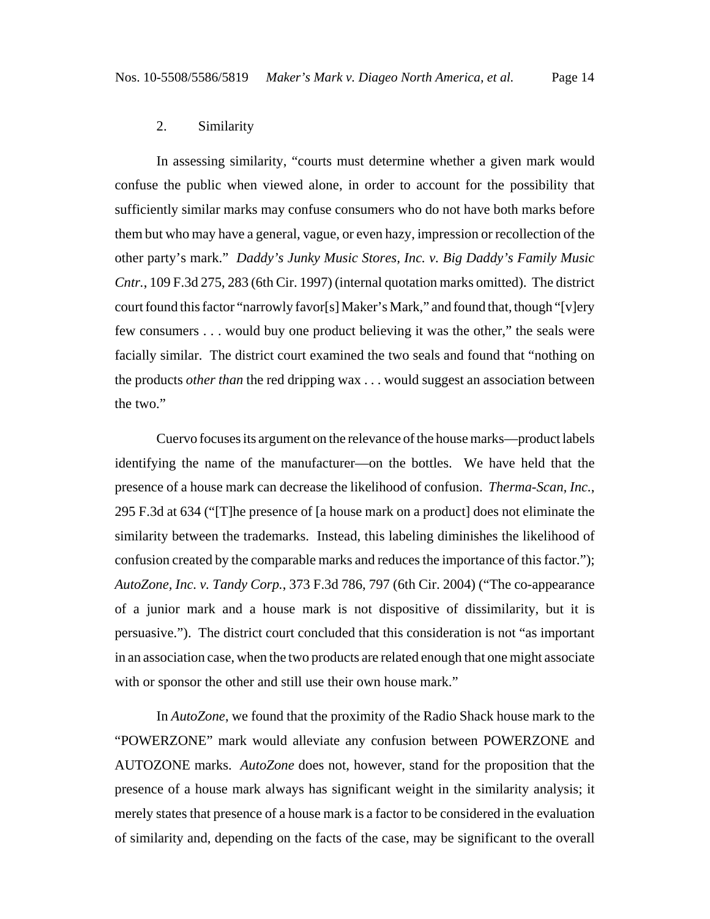2. Similarity

In assessing similarity, "courts must determine whether a given mark would confuse the public when viewed alone, in order to account for the possibility that sufficiently similar marks may confuse consumers who do not have both marks before them but who may have a general, vague, or even hazy, impression or recollection of the other party's mark." *Daddy's Junky Music Stores, Inc. v. Big Daddy's Family Music Cntr.*, 109 F.3d 275, 283 (6th Cir. 1997) (internal quotation marks omitted). The district court found this factor "narrowly favor[s] Maker's Mark," and found that, though "[v]ery few consumers . . . would buy one product believing it was the other," the seals were facially similar. The district court examined the two seals and found that "nothing on the products *other than* the red dripping wax . . . would suggest an association between the two."

Cuervo focuses its argument on the relevance of the house marks—product labels identifying the name of the manufacturer—on the bottles. We have held that the presence of a house mark can decrease the likelihood of confusion. *Therma-Scan, Inc.*, 295 F.3d at 634 ("[T]he presence of [a house mark on a product] does not eliminate the similarity between the trademarks. Instead, this labeling diminishes the likelihood of confusion created by the comparable marks and reduces the importance of this factor."); *AutoZone, Inc. v. Tandy Corp.*, 373 F.3d 786, 797 (6th Cir. 2004) ("The co-appearance of a junior mark and a house mark is not dispositive of dissimilarity, but it is persuasive."). The district court concluded that this consideration is not "as important in an association case, when the two products are related enough that one might associate with or sponsor the other and still use their own house mark."

In *AutoZone*, we found that the proximity of the Radio Shack house mark to the "POWERZONE" mark would alleviate any confusion between POWERZONE and AUTOZONE marks. *AutoZone* does not, however, stand for the proposition that the presence of a house mark always has significant weight in the similarity analysis; it merely states that presence of a house mark is a factor to be considered in the evaluation of similarity and, depending on the facts of the case, may be significant to the overall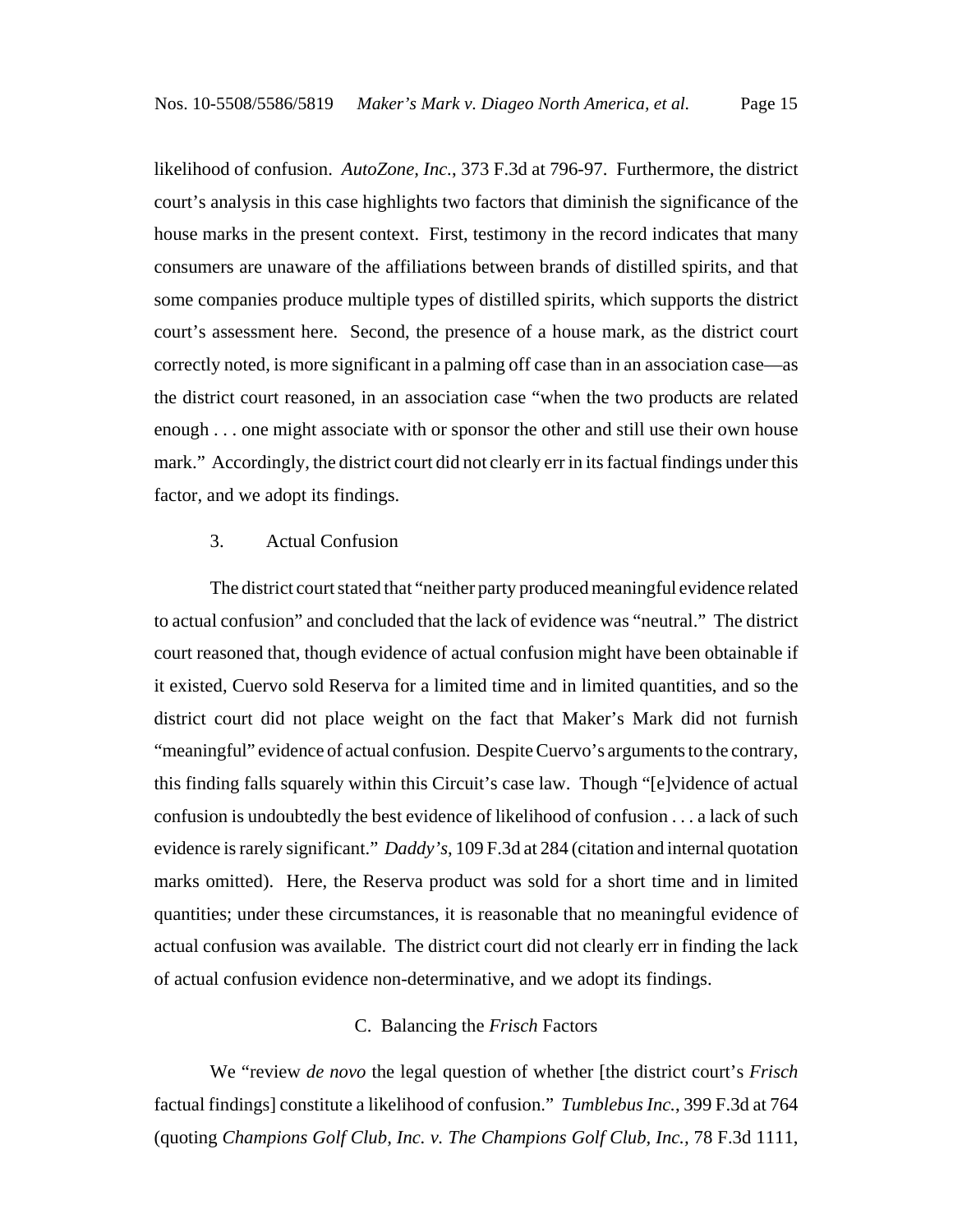likelihood of confusion. *AutoZone, Inc.*, 373 F.3d at 796-97. Furthermore, the district court's analysis in this case highlights two factors that diminish the significance of the house marks in the present context. First, testimony in the record indicates that many consumers are unaware of the affiliations between brands of distilled spirits, and that some companies produce multiple types of distilled spirits, which supports the district court's assessment here. Second, the presence of a house mark, as the district court correctly noted, is more significant in a palming off case than in an association case—as the district court reasoned, in an association case "when the two products are related enough . . . one might associate with or sponsor the other and still use their own house mark." Accordingly, the district court did not clearly err in its factual findings under this factor, and we adopt its findings.

3. Actual Confusion

The district court stated that "neither party produced meaningful evidence related to actual confusion" and concluded that the lack of evidence was "neutral." The district court reasoned that, though evidence of actual confusion might have been obtainable if it existed, Cuervo sold Reserva for a limited time and in limited quantities, and so the district court did not place weight on the fact that Maker's Mark did not furnish "meaningful" evidence of actual confusion. Despite Cuervo's arguments to the contrary, this finding falls squarely within this Circuit's case law. Though "[e]vidence of actual confusion is undoubtedly the best evidence of likelihood of confusion . . . a lack of such evidence is rarely significant." *Daddy's*, 109 F.3d at 284 (citation and internal quotation marks omitted). Here, the Reserva product was sold for a short time and in limited quantities; under these circumstances, it is reasonable that no meaningful evidence of actual confusion was available. The district court did not clearly err in finding the lack of actual confusion evidence non-determinative, and we adopt its findings.

C. Balancing the *Frisch* Factors

We "review *de novo* the legal question of whether [the district court's *Frisch* factual findings] constitute a likelihood of confusion." *Tumblebus Inc.*, 399 F.3d at 764 (quoting *Champions Golf Club, Inc. v. The Champions Golf Club, Inc.*, 78 F.3d 1111,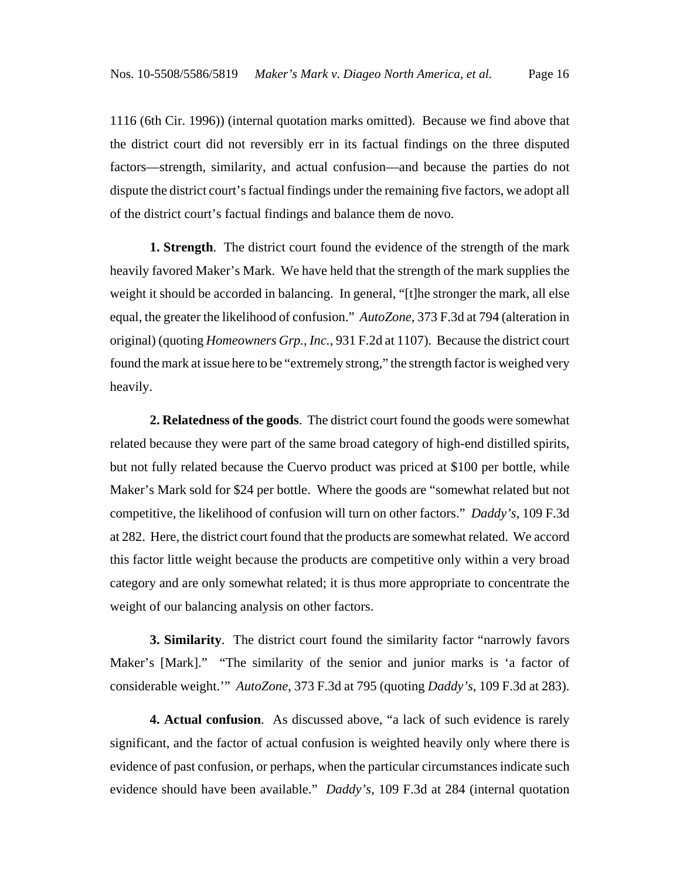1116 (6th Cir. 1996)) (internal quotation marks omitted). Because we find above that the district court did not reversibly err in its factual findings on the three disputed factors—strength, similarity, and actual confusion—and because the parties do not dispute the district court's factual findings under the remaining five factors, we adopt all of the district court's factual findings and balance them de novo.

**1. Strength**. The district court found the evidence of the strength of the mark heavily favored Maker's Mark. We have held that the strength of the mark supplies the weight it should be accorded in balancing. In general, "[t]he stronger the mark, all else equal, the greater the likelihood of confusion." *AutoZone*, 373 F.3d at 794 (alteration in original) (quoting *Homeowners Grp., Inc.*, 931 F.2d at 1107). Because the district court found the mark at issue here to be "extremely strong," the strength factor is weighed very heavily.

**2. Relatedness of the goods**. The district court found the goods were somewhat related because they were part of the same broad category of high-end distilled spirits, but not fully related because the Cuervo product was priced at $100 per bottle, while Maker's Mark sold for $24 per bottle. Where the goods are "somewhat related but not competitive, the likelihood of confusion will turn on other factors." *Daddy's*, 109 F.3d at 282. Here, the district court found that the products are somewhat related. We accord this factor little weight because the products are competitive only within a very broad category and are only somewhat related; it is thus more appropriate to concentrate the weight of our balancing analysis on other factors.

**3. Similarity**. The district court found the similarity factor "narrowly favors Maker's [Mark]." "The similarity of the senior and junior marks is 'a factor of considerable weight.'" *AutoZone*, 373 F.3d at 795 (quoting *Daddy's*, 109 F.3d at 283).

**4. Actual confusion**. As discussed above, "a lack of such evidence is rarely significant, and the factor of actual confusion is weighted heavily only where there is evidence of past confusion, or perhaps, when the particular circumstances indicate such evidence should have been available." *Daddy's*, 109 F.3d at 284 (internal quotation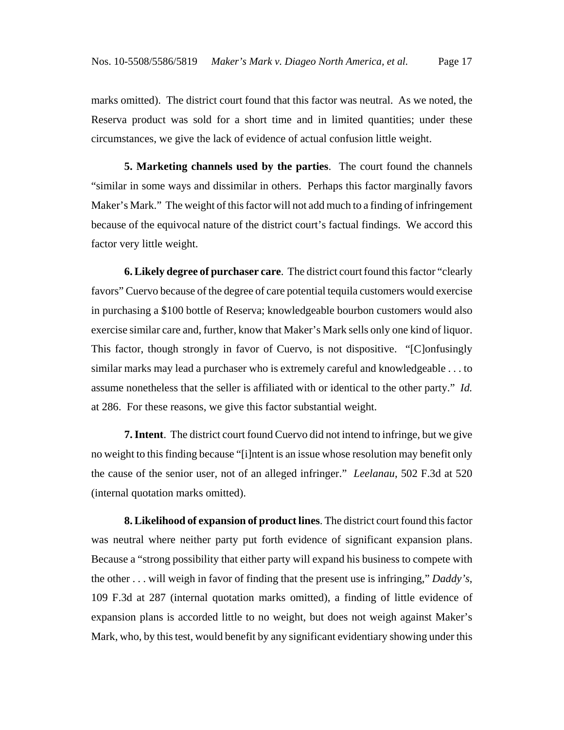marks omitted). The district court found that this factor was neutral. As we noted, the Reserva product was sold for a short time and in limited quantities; under these circumstances, we give the lack of evidence of actual confusion little weight.

**5. Marketing channels used by the parties**. The court found the channels "similar in some ways and dissimilar in others. Perhaps this factor marginally favors Maker's Mark." The weight of this factor will not add much to a finding of infringement because of the equivocal nature of the district court's factual findings. We accord this factor very little weight.

**6. Likely degree of purchaser care**. The district court found this factor "clearly favors" Cuervo because of the degree of care potential tequila customers would exercise in purchasing a $100 bottle of Reserva; knowledgeable bourbon customers would also exercise similar care and, further, know that Maker's Mark sells only one kind of liquor. This factor, though strongly in favor of Cuervo, is not dispositive. "[C]onfusingly similar marks may lead a purchaser who is extremely careful and knowledgeable . . . to assume nonetheless that the seller is affiliated with or identical to the other party." *Id.* at 286. For these reasons, we give this factor substantial weight.

**7. Intent**. The district court found Cuervo did not intend to infringe, but we give no weight to this finding because "[i]ntent is an issue whose resolution may benefit only the cause of the senior user, not of an alleged infringer." *Leelanau*, 502 F.3d at 520 (internal quotation marks omitted).

**8. Likelihood of expansion of product lines**. The district court found this factor was neutral where neither party put forth evidence of significant expansion plans. Because a "strong possibility that either party will expand his business to compete with the other . . . will weigh in favor of finding that the present use is infringing," *Daddy's*, 109 F.3d at 287 (internal quotation marks omitted), a finding of little evidence of expansion plans is accorded little to no weight, but does not weigh against Maker's Mark, who, by this test, would benefit by any significant evidentiary showing under this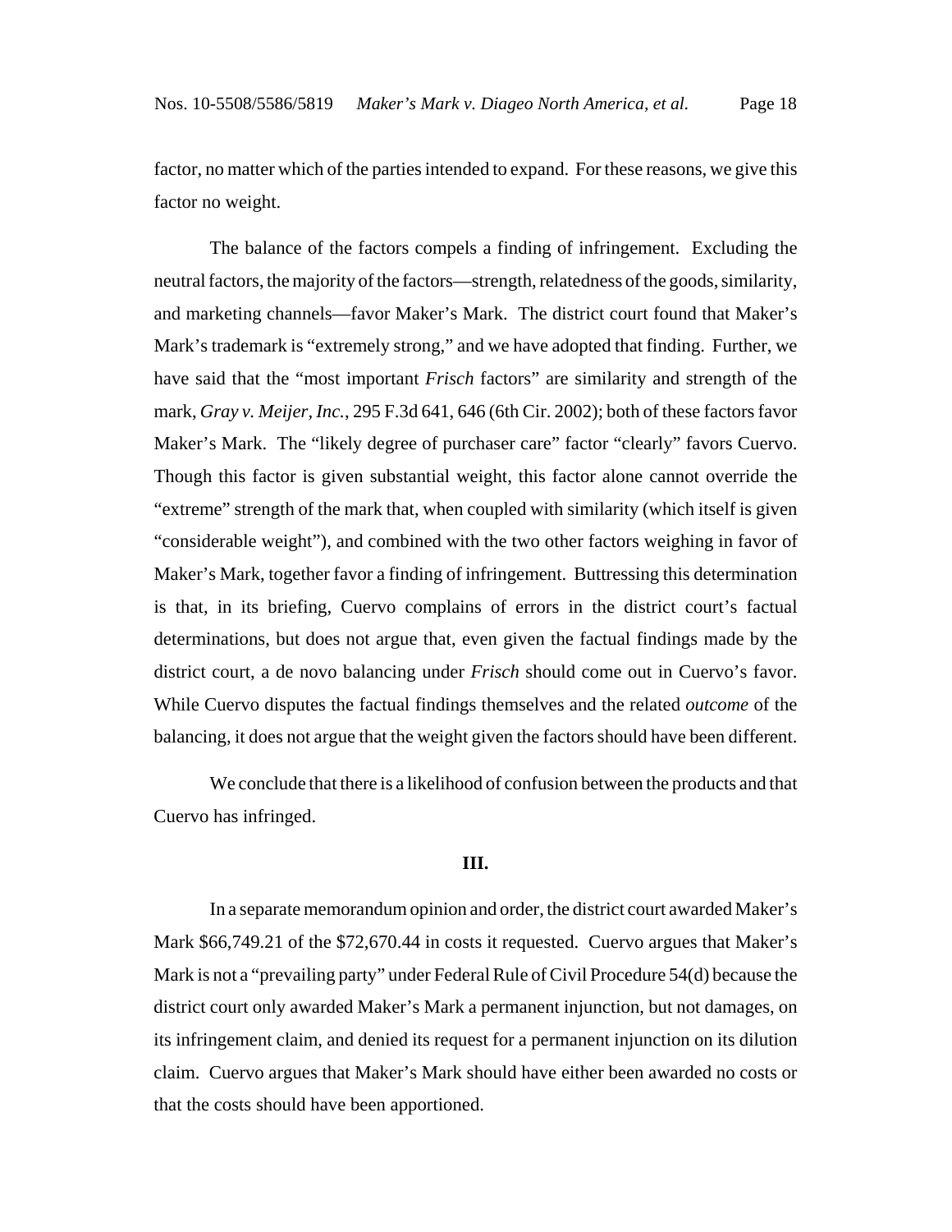factor, no matter which of the parties intended to expand. For these reasons, we give this factor no weight.

The balance of the factors compels a finding of infringement. Excluding the neutral factors, the majority of the factors—strength, relatedness of the goods, similarity, and marketing channels—favor Maker's Mark. The district court found that Maker's Mark's trademark is "extremely strong," and we have adopted that finding. Further, we have said that the "most important *Frisch* factors" are similarity and strength of the mark, *Gray v. Meijer, Inc.*, 295 F.3d 641, 646 (6th Cir. 2002); both of these factors favor Maker's Mark. The "likely degree of purchaser care" factor "clearly" favors Cuervo. Though this factor is given substantial weight, this factor alone cannot override the "extreme" strength of the mark that, when coupled with similarity (which itself is given "considerable weight"), and combined with the two other factors weighing in favor of Maker's Mark, together favor a finding of infringement. Buttressing this determination is that, in its briefing, Cuervo complains of errors in the district court's factual determinations, but does not argue that, even given the factual findings made by the district court, a de novo balancing under *Frisch* should come out in Cuervo's favor. While Cuervo disputes the factual findings themselves and the related *outcome* of the balancing, it does not argue that the weight given the factors should have been different.

We conclude that there is a likelihood of confusion between the products and that Cuervo has infringed.

## III.

In a separate memorandum opinion and order, the district court awarded Maker's Mark $66,749.21 of the $72,670.44 in costs it requested. Cuervo argues that Maker's Mark is not a "prevailing party" under Federal Rule of Civil Procedure 54(d) because the district court only awarded Maker's Mark a permanent injunction, but not damages, on its infringement claim, and denied its request for a permanent injunction on its dilution claim. Cuervo argues that Maker's Mark should have either been awarded no costs or that the costs should have been apportioned.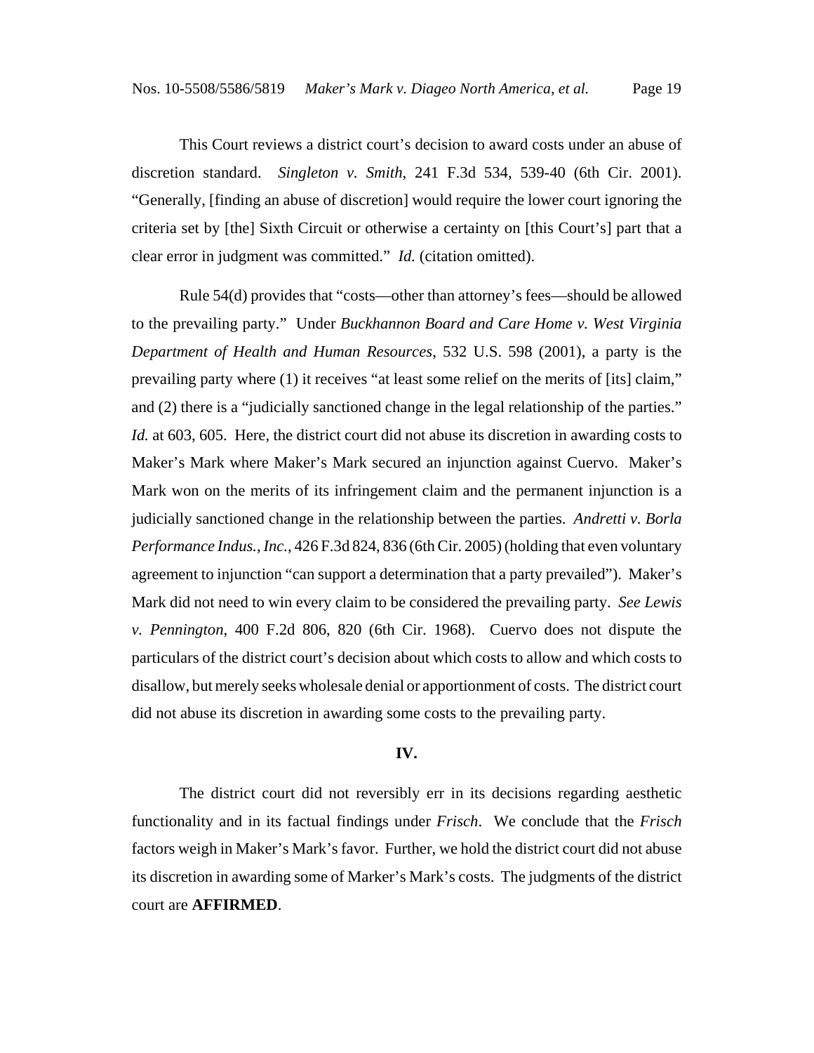This Court reviews a district court's decision to award costs under an abuse of discretion standard. *Singleton v. Smith*, 241 F.3d 534, 539-40 (6th Cir. 2001). "Generally, [finding an abuse of discretion] would require the lower court ignoring the criteria set by [the] Sixth Circuit or otherwise a certainty on [this Court's] part that a clear error in judgment was committed." *Id.* (citation omitted).

Rule 54(d) provides that "costs—other than attorney's fees—should be allowed to the prevailing party." Under *Buckhannon Board and Care Home v. West Virginia Department of Health and Human Resources*, 532 U.S. 598 (2001), a party is the prevailing party where (1) it receives "at least some relief on the merits of [its] claim," and (2) there is a "judicially sanctioned change in the legal relationship of the parties." *Id.* at 603, 605. Here, the district court did not abuse its discretion in awarding costs to Maker's Mark where Maker's Mark secured an injunction against Cuervo. Maker's Mark won on the merits of its infringement claim and the permanent injunction is a judicially sanctioned change in the relationship between the parties. *Andretti v. Borla Performance Indus., Inc.*, 426 F.3d 824, 836 (6th Cir. 2005) (holding that even voluntary agreement to injunction "can support a determination that a party prevailed"). Maker's Mark did not need to win every claim to be considered the prevailing party. *See Lewis v. Pennington*, 400 F.2d 806, 820 (6th Cir. 1968). Cuervo does not dispute the particulars of the district court's decision about which costs to allow and which costs to disallow, but merely seeks wholesale denial or apportionment of costs. The district court did not abuse its discretion in awarding some costs to the prevailing party.

## IV.

The district court did not reversibly err in its decisions regarding aesthetic functionality and in its factual findings under *Frisch*. We conclude that the *Frisch* factors weigh in Maker's Mark's favor. Further, we hold the district court did not abuse its discretion in awarding some of Marker's Mark's costs. The judgments of the district court are **AFFIRMED**.